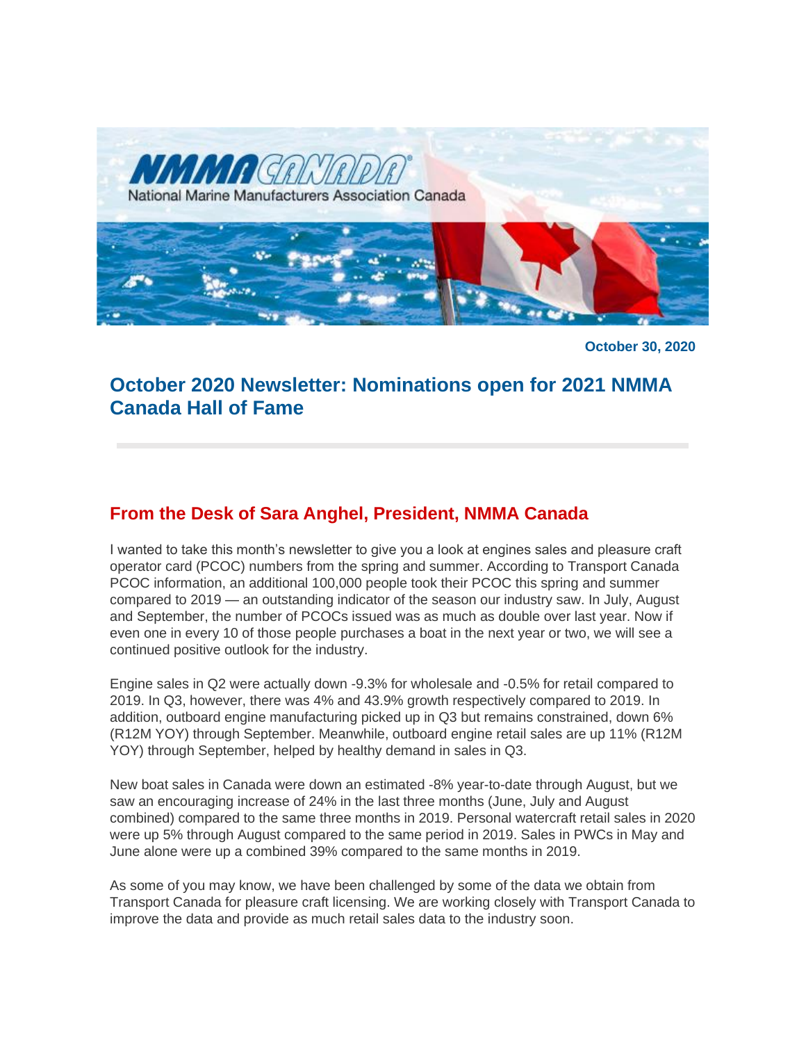NMMA CANADA

National Marine Manufacturers Association Canada

**October 30, 2020**

# October 2020 Newsletter: Nominations open for 2021 NMMA Canada Hall of Fame

## From the Desk of Sara Anghel, President, NMMA Canada

I wanted to take this month's newsletter to give you a look at engines sales and pleasure craft operator card (PCOC) numbers from the spring and summer. According to Transport Canada PCOC information, an additional 100,000 people took their PCOC this spring and summer compared to 2019 — an outstanding indicator of the season our industry saw. In July, August and September, the number of PCOCs issued was as much as double over last year. Now if even one in every 10 of those people purchases a boat in the next year or two, we will see a continued positive outlook for the industry.

Engine sales in Q2 were actually down -9.3% for wholesale and -0.5% for retail compared to 2019. In Q3, however, there was 4% and 43.9% growth respectively compared to 2019. In addition, outboard engine manufacturing picked up in Q3 but remains constrained, down 6% (R12M YOY) through September. Meanwhile, outboard engine retail sales are up 11% (R12M YOY) through September, helped by healthy demand in sales in Q3.

New boat sales in Canada were down an estimated -8% year-to-date through August, but we saw an encouraging increase of 24% in the last three months (June, July and August combined) compared to the same three months in 2019. Personal watercraft retail sales in 2020 were up 5% through August compared to the same period in 2019. Sales in PWCs in May and June alone were up a combined 39% compared to the same months in 2019.

As some of you may know, we have been challenged by some of the data we obtain from Transport Canada for pleasure craft licensing. We are working closely with Transport Canada to improve the data and provide as much retail sales data to the industry soon.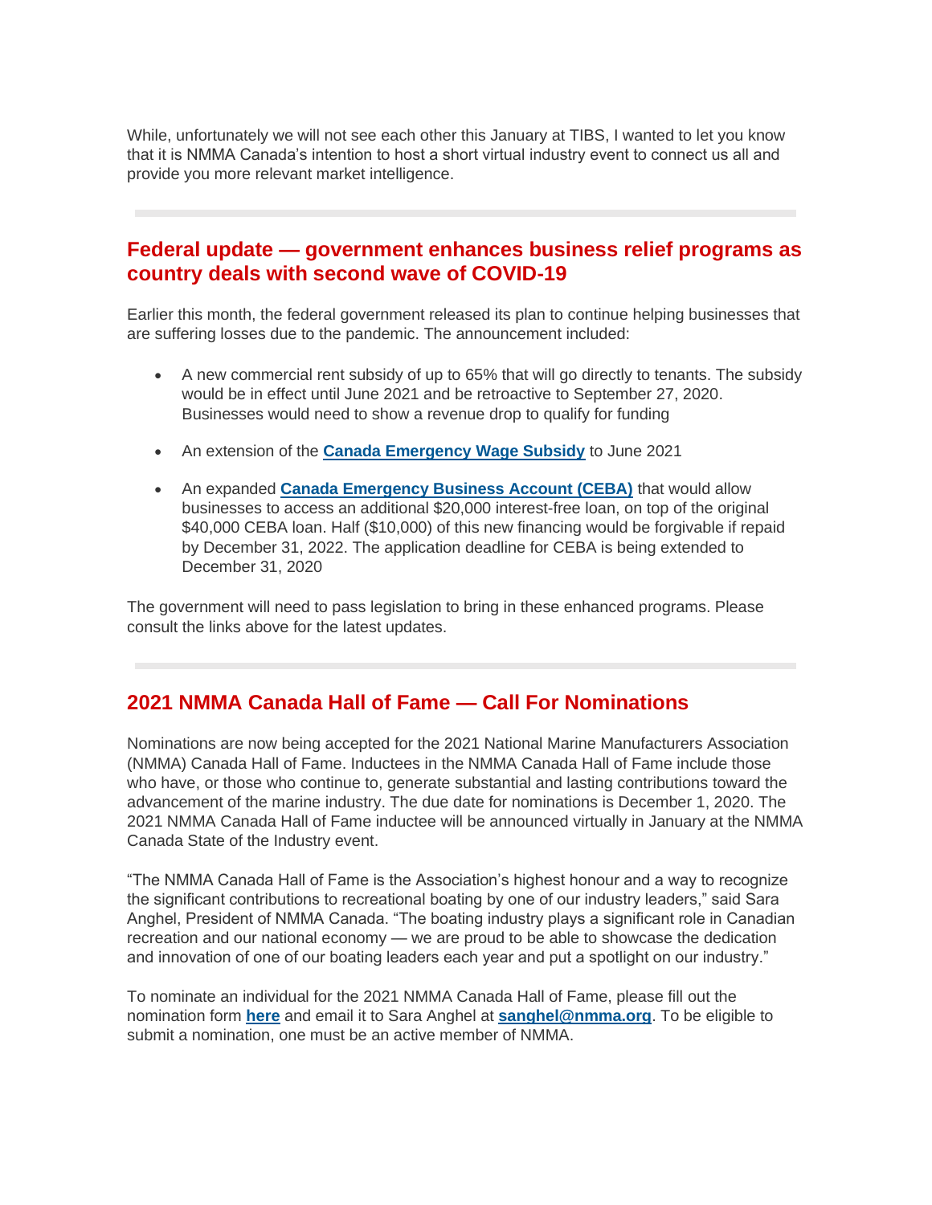While, unfortunately we will not see each other this January at TIBS, I wanted to let you know that it is NMMA Canada's intention to host a short virtual industry event to connect us all and provide you more relevant market intelligence.

---

## Federal update — government enhances business relief programs as country deals with second wave of COVID-19

Earlier this month, the federal government released its plan to continue helping businesses that are suffering losses due to the pandemic. The announcement included:

- A new commercial rent subsidy of up to 65% that will go directly to tenants. The subsidy would be in effect until June 2021 and be retroactive to September 27, 2020. Businesses would need to show a revenue drop to qualify for funding
- An extension of the **Canada Emergency Wage Subsidy** to June 2021
- An expanded **Canada Emergency Business Account (CEBA)** that would allow businesses to access an additional $20,000 interest-free loan, on top of the original $40,000 CEBA loan. Half ($10,000) of this new financing would be forgivable if repaid by December 31, 2022. The application deadline for CEBA is being extended to December 31, 2020

The government will need to pass legislation to bring in these enhanced programs. Please consult the links above for the latest updates.

---

## 2021 NMMA Canada Hall of Fame — Call For Nominations

Nominations are now being accepted for the 2021 National Marine Manufacturers Association (NMMA) Canada Hall of Fame. Inductees in the NMMA Canada Hall of Fame include those who have, or those who continue to, generate substantial and lasting contributions toward the advancement of the marine industry. The due date for nominations is December 1, 2020. The 2021 NMMA Canada Hall of Fame inductee will be announced virtually in January at the NMMA Canada State of the Industry event.

"The NMMA Canada Hall of Fame is the Association's highest honour and a way to recognize the significant contributions to recreational boating by one of our industry leaders," said Sara Anghel, President of NMMA Canada. "The boating industry plays a significant role in Canadian recreation and our national economy — we are proud to be able to showcase the dedication and innovation of one of our boating leaders each year and put a spotlight on our industry."

To nominate an individual for the 2021 NMMA Canada Hall of Fame, please fill out the nomination form **here** and email it to Sara Anghel at **sanghel@nmma.org**. To be eligible to submit a nomination, one must be an active member of NMMA.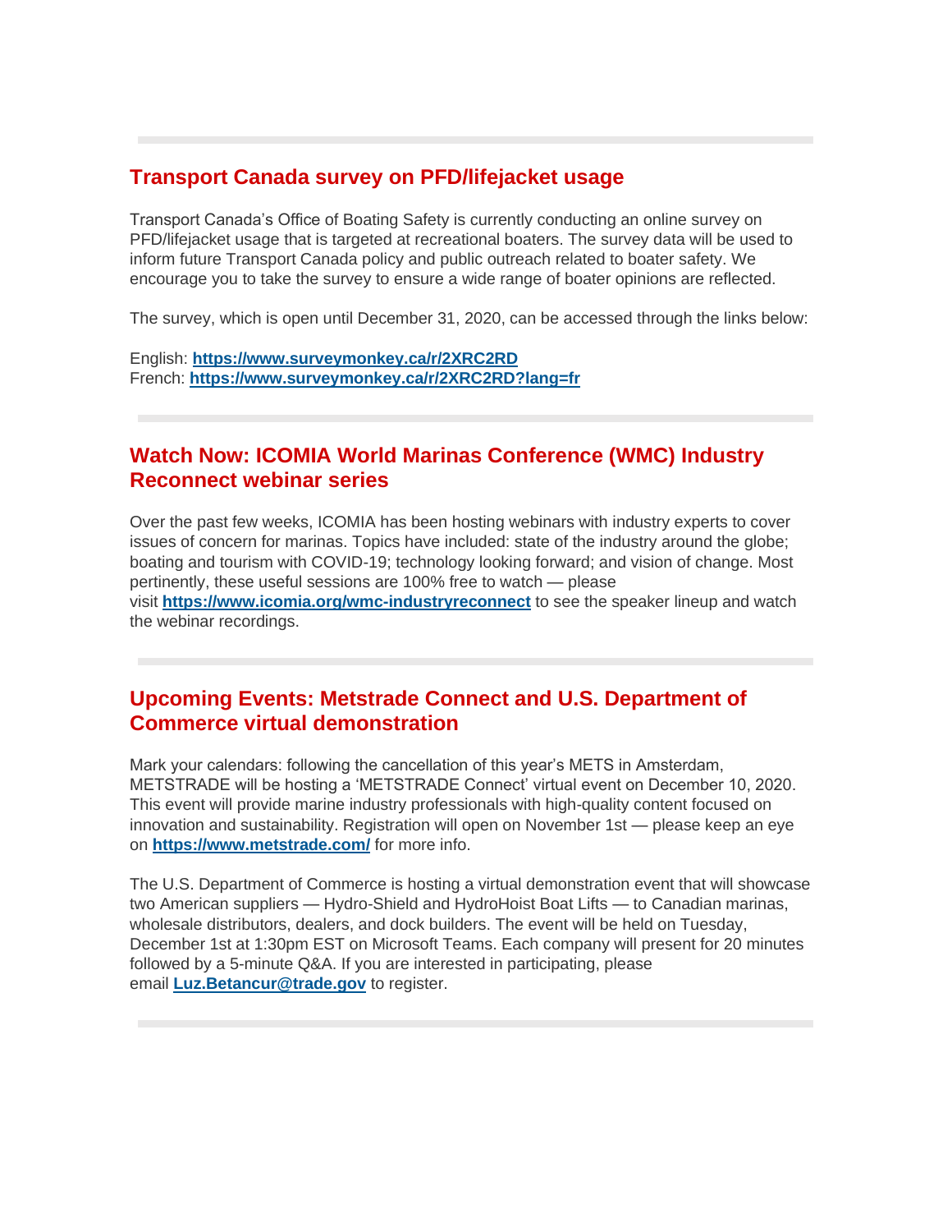## Transport Canada survey on PFD/lifejacket usage

Transport Canada's Office of Boating Safety is currently conducting an online survey on PFD/lifejacket usage that is targeted at recreational boaters. The survey data will be used to inform future Transport Canada policy and public outreach related to boater safety. We encourage you to take the survey to ensure a wide range of boater opinions are reflected.

The survey, which is open until December 31, 2020, can be accessed through the links below:

English: **https://www.surveymonkey.ca/r/2XRC2RD**
French: **https://www.surveymonkey.ca/r/2XRC2RD?lang=fr**

## Watch Now: ICOMIA World Marinas Conference (WMC) Industry Reconnect webinar series

Over the past few weeks, ICOMIA has been hosting webinars with industry experts to cover issues of concern for marinas. Topics have included: state of the industry around the globe; boating and tourism with COVID-19; technology looking forward; and vision of change. Most pertinently, these useful sessions are 100% free to watch — please visit **https://www.icomia.org/wmc-industryreconnect** to see the speaker lineup and watch the webinar recordings.

## Upcoming Events: Metstrade Connect and U.S. Department of Commerce virtual demonstration

Mark your calendars: following the cancellation of this year's METS in Amsterdam, METSTRADE will be hosting a 'METSTRADE Connect' virtual event on December 10, 2020. This event will provide marine industry professionals with high-quality content focused on innovation and sustainability. Registration will open on November 1st — please keep an eye on **https://www.metstrade.com/** for more info.

The U.S. Department of Commerce is hosting a virtual demonstration event that will showcase two American suppliers — Hydro-Shield and HydroHoist Boat Lifts — to Canadian marinas, wholesale distributors, dealers, and dock builders. The event will be held on Tuesday, December 1st at 1:30pm EST on Microsoft Teams. Each company will present for 20 minutes followed by a 5-minute Q&A. If you are interested in participating, please email **Luz.Betancur@trade.gov** to register.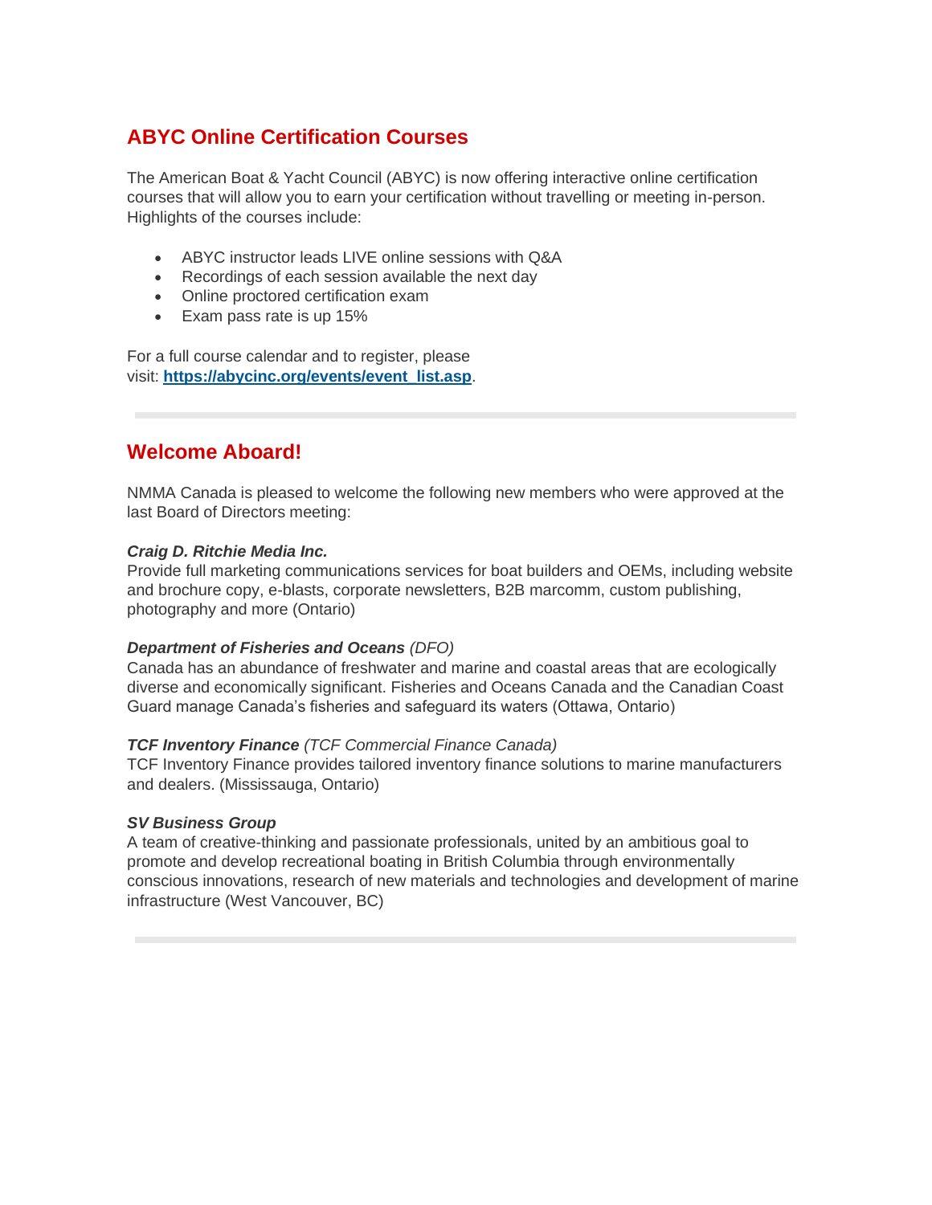## ABYC Online Certification Courses

The American Boat & Yacht Council (ABYC) is now offering interactive online certification courses that will allow you to earn your certification without travelling or meeting in-person. Highlights of the courses include:

- ABYC instructor leads LIVE online sessions with Q&A
- Recordings of each session available the next day
- Online proctored certification exam
- Exam pass rate is up 15%

For a full course calendar and to register, please visit: **[https://abycinc.org/events/event_list.asp](https://abycinc.org/events/event_list.asp)**.

---

## Welcome Aboard!

NMMA Canada is pleased to welcome the following new members who were approved at the last Board of Directors meeting:

***Craig D. Ritchie Media Inc.***
Provide full marketing communications services for boat builders and OEMs, including website and brochure copy, e-blasts, corporate newsletters, B2B marcomm, custom publishing, photography and more (Ontario)

***Department of Fisheries and Oceans*** *(DFO)*
Canada has an abundance of freshwater and marine and coastal areas that are ecologically diverse and economically significant. Fisheries and Oceans Canada and the Canadian Coast Guard manage Canada's fisheries and safeguard its waters (Ottawa, Ontario)

***TCF Inventory Finance*** *(TCF Commercial Finance Canada)*
TCF Inventory Finance provides tailored inventory finance solutions to marine manufacturers and dealers. (Mississauga, Ontario)

***SV Business Group***
A team of creative-thinking and passionate professionals, united by an ambitious goal to promote and develop recreational boating in British Columbia through environmentally conscious innovations, research of new materials and technologies and development of marine infrastructure (West Vancouver, BC)

---